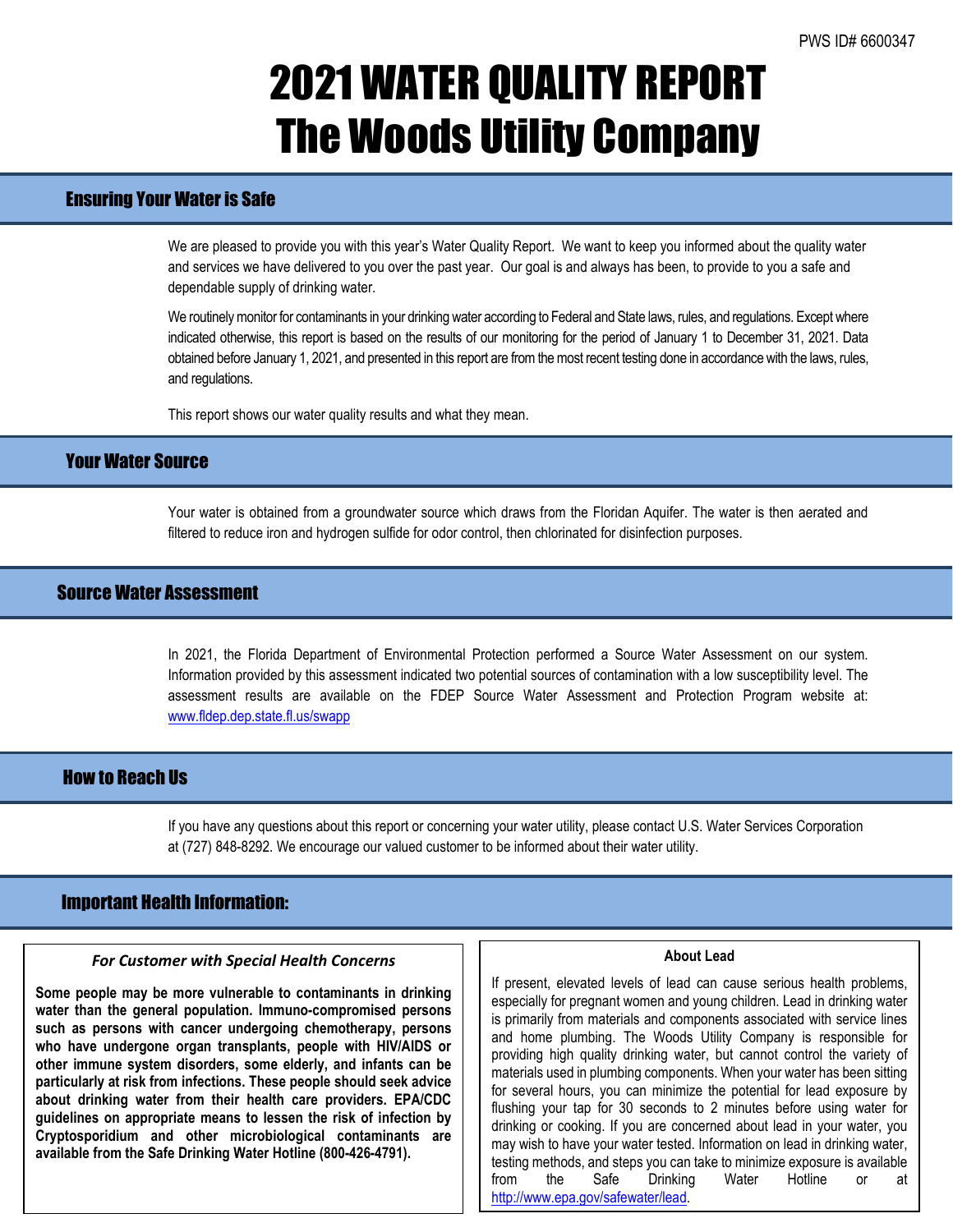PWS ID# 6600347

# 2021 WATER QUALITY REPORT
# The Woods Utility Company

## Ensuring Your Water is Safe

We are pleased to provide you with this year's Water Quality Report. We want to keep you informed about the quality water and services we have delivered to you over the past year. Our goal is and always has been, to provide to you a safe and dependable supply of drinking water.

We routinely monitor for contaminants in your drinking water according to Federal and State laws, rules, and regulations. Except where indicated otherwise, this report is based on the results of our monitoring for the period of January 1 to December 31, 2021. Data obtained before January 1, 2021, and presented in this report are from the most recent testing done in accordance with the laws, rules, and regulations.

This report shows our water quality results and what they mean.

## Your Water Source

Your water is obtained from a groundwater source which draws from the Floridan Aquifer. The water is then aerated and filtered to reduce iron and hydrogen sulfide for odor control, then chlorinated for disinfection purposes.

## Source Water Assessment

In 2021, the Florida Department of Environmental Protection performed a Source Water Assessment on our system. Information provided by this assessment indicated two potential sources of contamination with a low susceptibility level. The assessment results are available on the FDEP Source Water Assessment and Protection Program website at: www.fldep.dep.state.fl.us/swapp

## How to Reach Us

If you have any questions about this report or concerning your water utility, please contact U.S. Water Services Corporation at (727) 848-8292. We encourage our valued customer to be informed about their water utility.

## Important Health Information:

### *For Customer with Special Health Concerns*

**Some people may be more vulnerable to contaminants in drinking water than the general population. Immuno-compromised persons such as persons with cancer undergoing chemotherapy, persons who have undergone organ transplants, people with HIV/AIDS or other immune system disorders, some elderly, and infants can be particularly at risk from infections. These people should seek advice about drinking water from their health care providers. EPA/CDC guidelines on appropriate means to lessen the risk of infection by Cryptosporidium and other microbiological contaminants are available from the Safe Drinking Water Hotline (800-426-4791).**

### About Lead

If present, elevated levels of lead can cause serious health problems, especially for pregnant women and young children. Lead in drinking water is primarily from materials and components associated with service lines and home plumbing. The Woods Utility Company is responsible for providing high quality drinking water, but cannot control the variety of materials used in plumbing components. When your water has been sitting for several hours, you can minimize the potential for lead exposure by flushing your tap for 30 seconds to 2 minutes before using water for drinking or cooking. If you are concerned about lead in your water, you may wish to have your water tested. Information on lead in drinking water, testing methods, and steps you can take to minimize exposure is available from the Safe Drinking Water Hotline or at http://www.epa.gov/safewater/lead.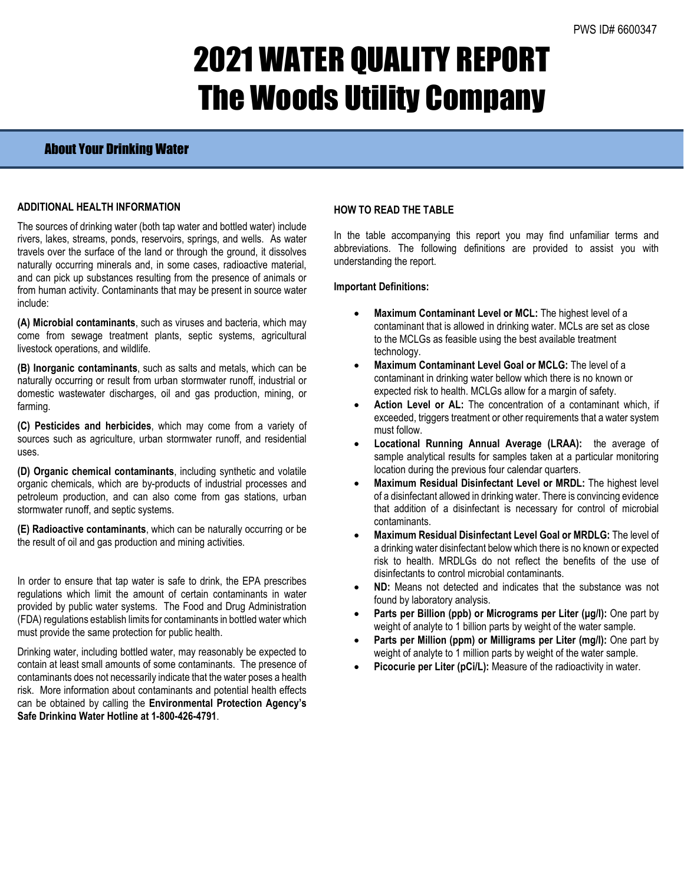PWS ID# 6600347

# 2021 WATER QUALITY REPORT
# The Woods Utility Company

## About Your Drinking Water

**ADDITIONAL HEALTH INFORMATION**

The sources of drinking water (both tap water and bottled water) include rivers, lakes, streams, ponds, reservoirs, springs, and wells. As water travels over the surface of the land or through the ground, it dissolves naturally occurring minerals and, in some cases, radioactive material, and can pick up substances resulting from the presence of animals or from human activity. Contaminants that may be present in source water include:

**(A) Microbial contaminants**, such as viruses and bacteria, which may come from sewage treatment plants, septic systems, agricultural livestock operations, and wildlife.

**(B) Inorganic contaminants**, such as salts and metals, which can be naturally occurring or result from urban stormwater runoff, industrial or domestic wastewater discharges, oil and gas production, mining, or farming.

**(C) Pesticides and herbicides**, which may come from a variety of sources such as agriculture, urban stormwater runoff, and residential uses.

**(D) Organic chemical contaminants**, including synthetic and volatile organic chemicals, which are by-products of industrial processes and petroleum production, and can also come from gas stations, urban stormwater runoff, and septic systems.

**(E) Radioactive contaminants**, which can be naturally occurring or be the result of oil and gas production and mining activities.

In order to ensure that tap water is safe to drink, the EPA prescribes regulations which limit the amount of certain contaminants in water provided by public water systems. The Food and Drug Administration (FDA) regulations establish limits for contaminants in bottled water which must provide the same protection for public health.

Drinking water, including bottled water, may reasonably be expected to contain at least small amounts of some contaminants. The presence of contaminants does not necessarily indicate that the water poses a health risk. More information about contaminants and potential health effects can be obtained by calling the **Environmental Protection Agency's Safe Drinking Water Hotline at 1-800-426-4791**.

**HOW TO READ THE TABLE**

In the table accompanying this report you may find unfamiliar terms and abbreviations. The following definitions are provided to assist you with understanding the report.

**Important Definitions:**

- **Maximum Contaminant Level or MCL:** The highest level of a contaminant that is allowed in drinking water. MCLs are set as close to the MCLGs as feasible using the best available treatment technology.
- **Maximum Contaminant Level Goal or MCLG:** The level of a contaminant in drinking water bellow which there is no known or expected risk to health. MCLGs allow for a margin of safety.
- **Action Level or AL:** The concentration of a contaminant which, if exceeded, triggers treatment or other requirements that a water system must follow.
- **Locational Running Annual Average (LRAA):** the average of sample analytical results for samples taken at a particular monitoring location during the previous four calendar quarters.
- **Maximum Residual Disinfectant Level or MRDL:** The highest level of a disinfectant allowed in drinking water. There is convincing evidence that addition of a disinfectant is necessary for control of microbial contaminants.
- **Maximum Residual Disinfectant Level Goal or MRDLG:** The level of a drinking water disinfectant below which there is no known or expected risk to health. MRDLGs do not reflect the benefits of the use of disinfectants to control microbial contaminants.
- **ND:** Means not detected and indicates that the substance was not found by laboratory analysis.
- **Parts per Billion (ppb) or Micrograms per Liter (µg/l):** One part by weight of analyte to 1 billion parts by weight of the water sample.
- **Parts per Million (ppm) or Milligrams per Liter (mg/l):** One part by weight of analyte to 1 million parts by weight of the water sample.
- **Picocurie per Liter (pCi/L):** Measure of the radioactivity in water.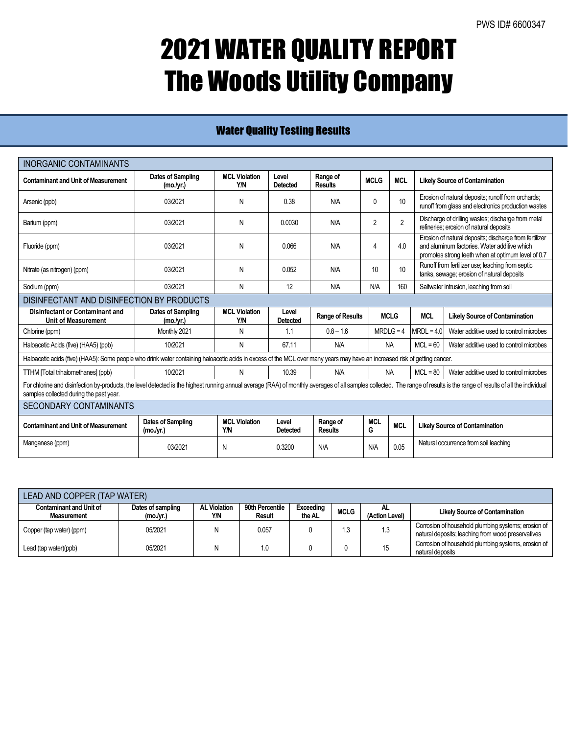PWS ID# 6600347

# 2021 WATER QUALITY REPORT
# The Woods Utility Company

## Water Quality Testing Results

| INORGANIC CONTAMINANTS | | | | | | | |
|---|---|---|---|---|---|---|---|
| **Contaminant and Unit of Measurement** | **Dates of Sampling (mo./yr.)** | **MCL Violation Y/N** | **Level Detected** | **Range of Results** | **MCLG** | **MCL** | **Likely Source of Contamination** |
| Arsenic (ppb) | 03/2021 | N | 0.38 | N/A | 0 | 10 | Erosion of natural deposits; runoff from orchards; runoff from glass and electronics production wastes |
| Barium (ppm) | 03/2021 | N | 0.0030 | N/A | 2 | 2 | Discharge of drilling wastes; discharge from metal refineries; erosion of natural deposits |
| Fluoride (ppm) | 03/2021 | N | 0.066 | N/A | 4 | 4.0 | Erosion of natural deposits; discharge from fertilizer and aluminum factories. Water additive which promotes strong teeth when at optimum level of 0.7 |
| Nitrate (as nitrogen) (ppm) | 03/2021 | N | 0.052 | N/A | 10 | 10 | Runoff from fertilizer use; leaching from septic tanks, sewage; erosion of natural deposits |
| Sodium (ppm) | 03/2021 | N | 12 | N/A | N/A | 160 | Saltwater intrusion, leaching from soil |

| DISINFECTANT AND DISINFECTION BY PRODUCTS | | | | | | | |
|---|---|---|---|---|---|---|---|
| **Disinfectant or Contaminant and Unit of Measurement** | **Dates of Sampling (mo./yr.)** | **MCL Violation Y/N** | **Level Detected** | **Range of Results** | **MCLG** | **MCL** | **Likely Source of Contamination** |
| Chlorine (ppm) | Monthly 2021 | N | 1.1 | 0.8 – 1.6 | MRDLG = 4 | MRDL = 4.0 | Water additive used to control microbes |
| Haloacetic Acids (five) (HAA5) (ppb) | 10/2021 | N | 67.11 | N/A | NA | MCL = 60 | Water additive used to control microbes |
| Haloacetic acids (five) (HAA5): Some people who drink water containing haloacetic acids in excess of the MCL over many years may have an increased risk of getting cancer. | | | | | | | |
| TTHM [Total trihalomethanes] (ppb) | 10/2021 | N | 10.39 | N/A | NA | MCL = 80 | Water additive used to control microbes |
| For chlorine and disinfection by-products, the level detected is the highest running annual average (RAA) of monthly averages of all samples collected. The range of results is the range of results of all the individual samples collected during the past year. | | | | | | | |

| SECONDARY CONTAMINANTS | | | | | | | |
|---|---|---|---|---|---|---|---|
| **Contaminant and Unit of Measurement** | **Dates of Sampling (mo./yr.)** | **MCL Violation Y/N** | **Level Detected** | **Range of Results** | **MCLG** | **MCL** | **Likely Source of Contamination** |
| Manganese (ppm) | 03/2021 | N | 0.3200 | N/A | N/A | 0.05 | Natural occurrence from soil leaching |

| LEAD AND COPPER (TAP WATER) | | | | | | | |
|---|---|---|---|---|---|---|---|
| **Contaminant and Unit of Measurement** | **Dates of sampling (mo./yr.)** | **AL Violation Y/N** | **90th Percentile Result** | **Exceeding the AL** | **MCLG** | **AL (Action Level)** | **Likely Source of Contamination** |
| Copper (tap water) (ppm) | 05/2021 | N | 0.057 | 0 | 1.3 | 1.3 | Corrosion of household plumbing systems; erosion of natural deposits; leaching from wood preservatives |
| Lead (tap water)(ppb) | 05/2021 | N | 1.0 | 0 | 0 | 15 | Corrosion of household plumbing systems, erosion of natural deposits |